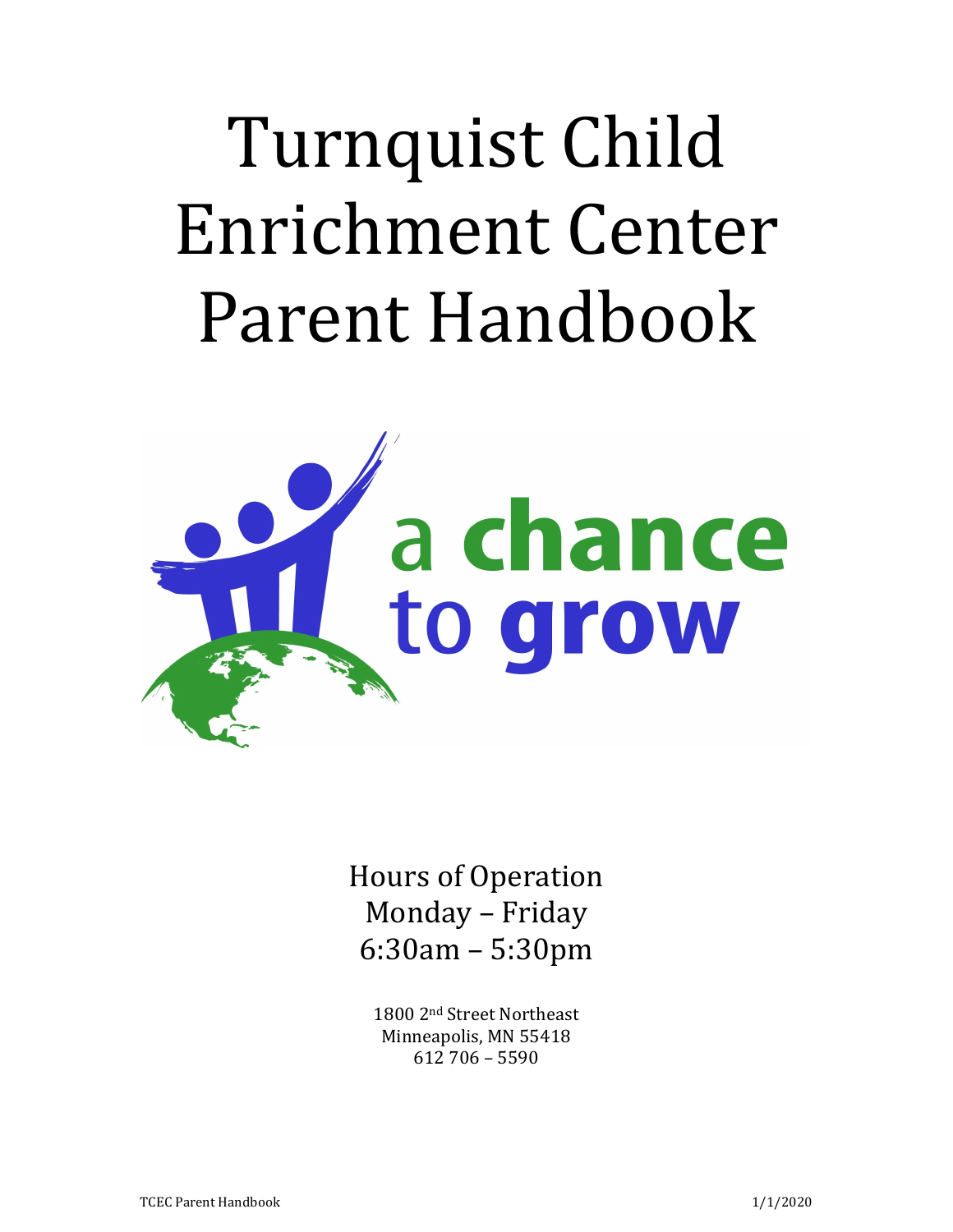# Turnquist Child Enrichment Center Parent Handbook

a chance to grow

Hours of Operation
Monday – Friday
6:30am – 5:30pm

1800 2nd Street Northeast
Minneapolis, MN 55418
612 706 – 5590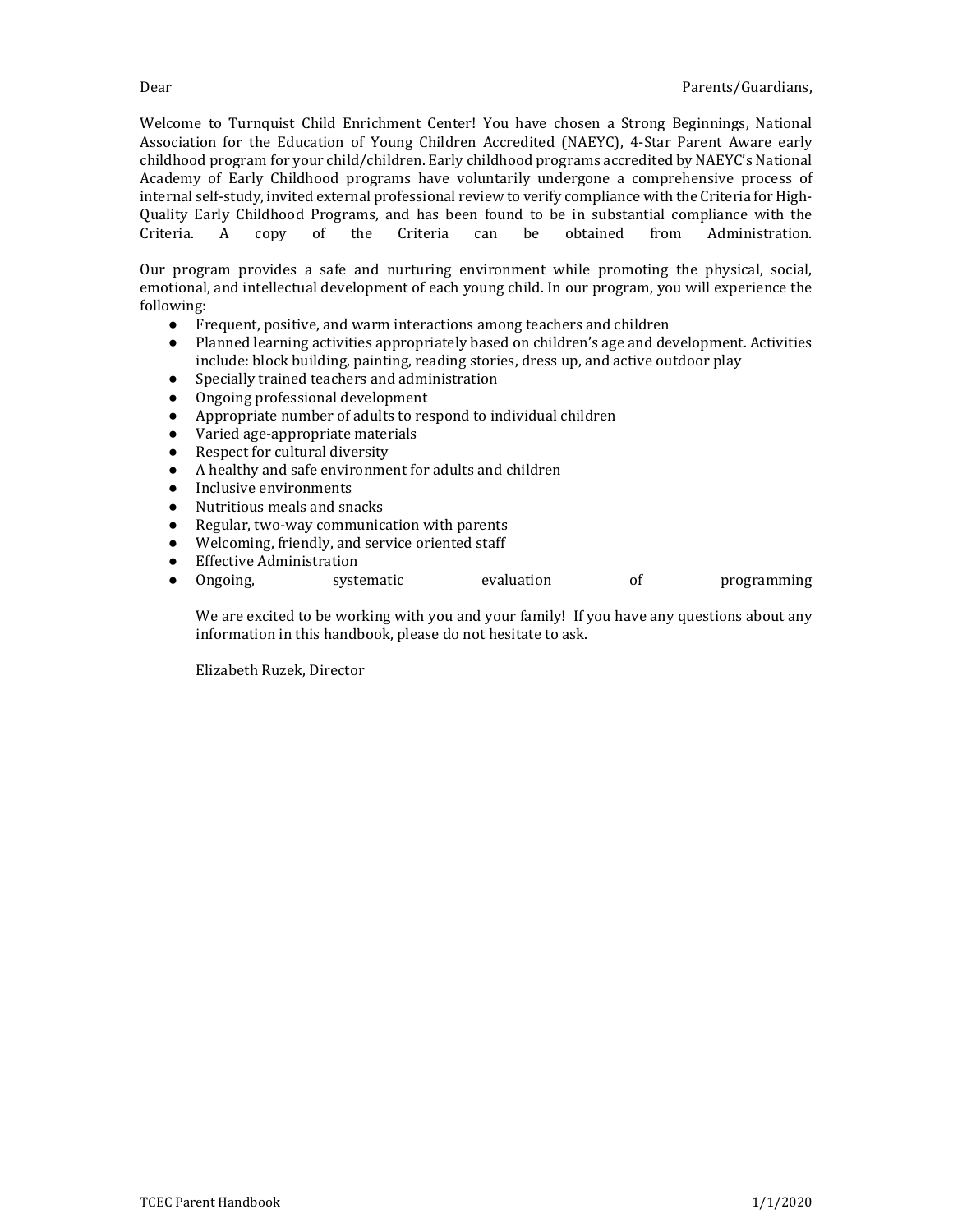Dear Parents/Guardians,

Welcome to Turnquist Child Enrichment Center! You have chosen a Strong Beginnings, National Association for the Education of Young Children Accredited (NAEYC), 4-Star Parent Aware early childhood program for your child/children. Early childhood programs accredited by NAEYC's National Academy of Early Childhood programs have voluntarily undergone a comprehensive process of internal self-study, invited external professional review to verify compliance with the Criteria for High-Quality Early Childhood Programs, and has been found to be in substantial compliance with the Criteria. A copy of the Criteria can be obtained from Administration.

Our program provides a safe and nurturing environment while promoting the physical, social, emotional, and intellectual development of each young child. In our program, you will experience the following:

- Frequent, positive, and warm interactions among teachers and children
- Planned learning activities appropriately based on children's age and development. Activities include: block building, painting, reading stories, dress up, and active outdoor play
- Specially trained teachers and administration
- Ongoing professional development
- Appropriate number of adults to respond to individual children
- Varied age-appropriate materials
- Respect for cultural diversity
- A healthy and safe environment for adults and children
- Inclusive environments
- Nutritious meals and snacks
- Regular, two-way communication with parents
- Welcoming, friendly, and service oriented staff
- Effective Administration
- Ongoing, systematic evaluation of programming

We are excited to be working with you and your family! If you have any questions about any information in this handbook, please do not hesitate to ask.

Elizabeth Ruzek, Director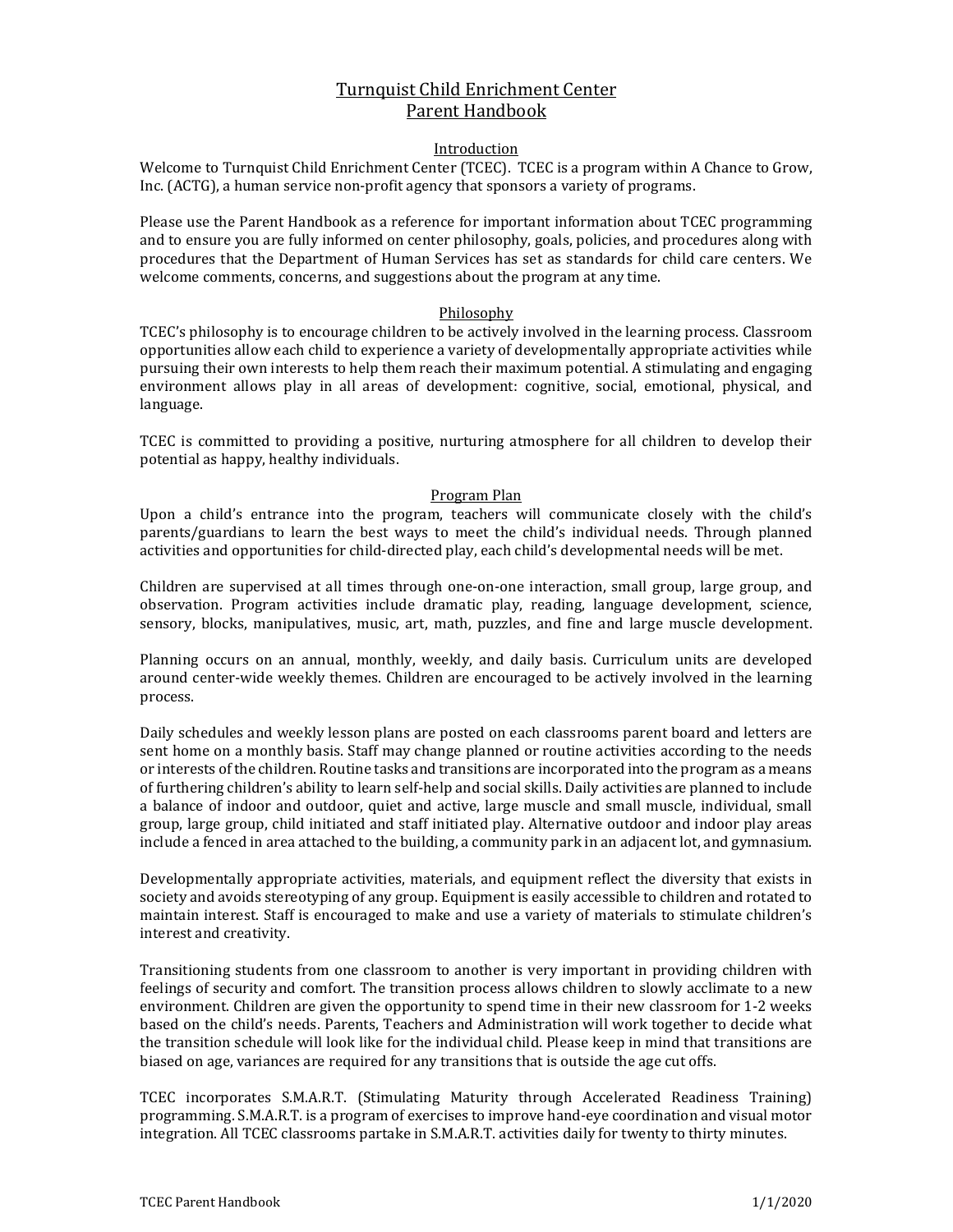# Turnquist Child Enrichment Center
# Parent Handbook

## Introduction

Welcome to Turnquist Child Enrichment Center (TCEC). TCEC is a program within A Chance to Grow, Inc. (ACTG), a human service non-profit agency that sponsors a variety of programs.

Please use the Parent Handbook as a reference for important information about TCEC programming and to ensure you are fully informed on center philosophy, goals, policies, and procedures along with procedures that the Department of Human Services has set as standards for child care centers. We welcome comments, concerns, and suggestions about the program at any time.

## Philosophy

TCEC's philosophy is to encourage children to be actively involved in the learning process. Classroom opportunities allow each child to experience a variety of developmentally appropriate activities while pursuing their own interests to help them reach their maximum potential. A stimulating and engaging environment allows play in all areas of development: cognitive, social, emotional, physical, and language.

TCEC is committed to providing a positive, nurturing atmosphere for all children to develop their potential as happy, healthy individuals.

## Program Plan

Upon a child's entrance into the program, teachers will communicate closely with the child's parents/guardians to learn the best ways to meet the child's individual needs. Through planned activities and opportunities for child-directed play, each child's developmental needs will be met.

Children are supervised at all times through one-on-one interaction, small group, large group, and observation. Program activities include dramatic play, reading, language development, science, sensory, blocks, manipulatives, music, art, math, puzzles, and fine and large muscle development.

Planning occurs on an annual, monthly, weekly, and daily basis. Curriculum units are developed around center-wide weekly themes. Children are encouraged to be actively involved in the learning process.

Daily schedules and weekly lesson plans are posted on each classrooms parent board and letters are sent home on a monthly basis. Staff may change planned or routine activities according to the needs or interests of the children. Routine tasks and transitions are incorporated into the program as a means of furthering children's ability to learn self-help and social skills. Daily activities are planned to include a balance of indoor and outdoor, quiet and active, large muscle and small muscle, individual, small group, large group, child initiated and staff initiated play. Alternative outdoor and indoor play areas include a fenced in area attached to the building, a community park in an adjacent lot, and gymnasium.

Developmentally appropriate activities, materials, and equipment reflect the diversity that exists in society and avoids stereotyping of any group. Equipment is easily accessible to children and rotated to maintain interest. Staff is encouraged to make and use a variety of materials to stimulate children's interest and creativity.

Transitioning students from one classroom to another is very important in providing children with feelings of security and comfort. The transition process allows children to slowly acclimate to a new environment. Children are given the opportunity to spend time in their new classroom for 1-2 weeks based on the child's needs. Parents, Teachers and Administration will work together to decide what the transition schedule will look like for the individual child. Please keep in mind that transitions are biased on age, variances are required for any transitions that is outside the age cut offs.

TCEC incorporates S.M.A.R.T. (Stimulating Maturity through Accelerated Readiness Training) programming. S.M.A.R.T. is a program of exercises to improve hand-eye coordination and visual motor integration. All TCEC classrooms partake in S.M.A.R.T. activities daily for twenty to thirty minutes.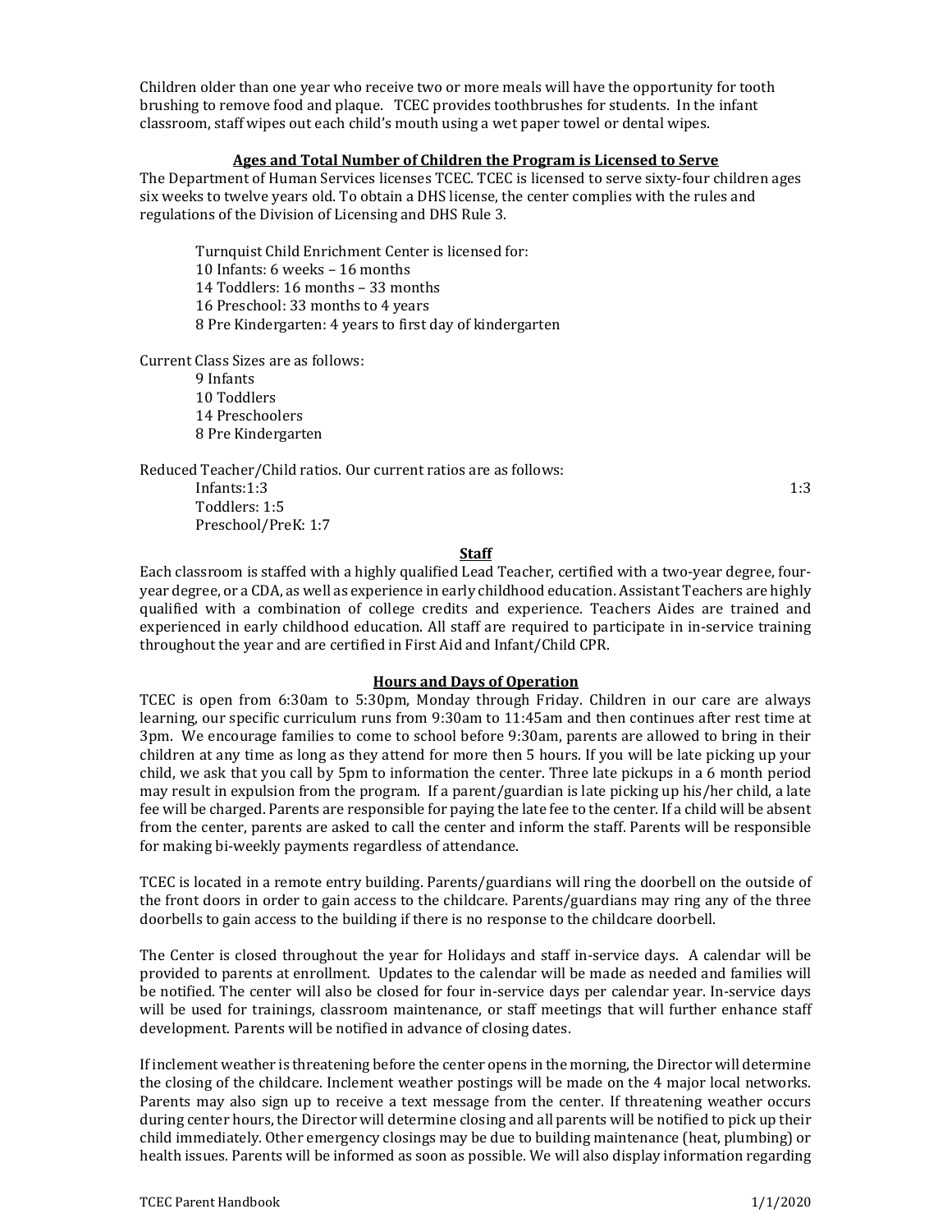Children older than one year who receive two or more meals will have the opportunity for tooth brushing to remove food and plaque. TCEC provides toothbrushes for students. In the infant classroom, staff wipes out each child's mouth using a wet paper towel or dental wipes.

## Ages and Total Number of Children the Program is Licensed to Serve

The Department of Human Services licenses TCEC. TCEC is licensed to serve sixty-four children ages six weeks to twelve years old. To obtain a DHS license, the center complies with the rules and regulations of the Division of Licensing and DHS Rule 3.

Turnquist Child Enrichment Center is licensed for:
10 Infants: 6 weeks – 16 months
14 Toddlers: 16 months – 33 months
16 Preschool: 33 months to 4 years
8 Pre Kindergarten: 4 years to first day of kindergarten

Current Class Sizes are as follows:
9 Infants
10 Toddlers
14 Preschoolers
8 Pre Kindergarten

Reduced Teacher/Child ratios. Our current ratios are as follows:
Infants:1:3 1:3
Toddlers: 1:5
Preschool/PreK: 1:7

## Staff

Each classroom is staffed with a highly qualified Lead Teacher, certified with a two-year degree, four-year degree, or a CDA, as well as experience in early childhood education. Assistant Teachers are highly qualified with a combination of college credits and experience. Teachers Aides are trained and experienced in early childhood education. All staff are required to participate in in-service training throughout the year and are certified in First Aid and Infant/Child CPR.

## Hours and Days of Operation

TCEC is open from 6:30am to 5:30pm, Monday through Friday. Children in our care are always learning, our specific curriculum runs from 9:30am to 11:45am and then continues after rest time at 3pm. We encourage families to come to school before 9:30am, parents are allowed to bring in their children at any time as long as they attend for more then 5 hours. If you will be late picking up your child, we ask that you call by 5pm to information the center. Three late pickups in a 6 month period may result in expulsion from the program. If a parent/guardian is late picking up his/her child, a late fee will be charged. Parents are responsible for paying the late fee to the center. If a child will be absent from the center, parents are asked to call the center and inform the staff. Parents will be responsible for making bi-weekly payments regardless of attendance.

TCEC is located in a remote entry building. Parents/guardians will ring the doorbell on the outside of the front doors in order to gain access to the childcare. Parents/guardians may ring any of the three doorbells to gain access to the building if there is no response to the childcare doorbell.

The Center is closed throughout the year for Holidays and staff in-service days. A calendar will be provided to parents at enrollment. Updates to the calendar will be made as needed and families will be notified. The center will also be closed for four in-service days per calendar year. In-service days will be used for trainings, classroom maintenance, or staff meetings that will further enhance staff development. Parents will be notified in advance of closing dates.

If inclement weather is threatening before the center opens in the morning, the Director will determine the closing of the childcare. Inclement weather postings will be made on the 4 major local networks. Parents may also sign up to receive a text message from the center. If threatening weather occurs during center hours, the Director will determine closing and all parents will be notified to pick up their child immediately. Other emergency closings may be due to building maintenance (heat, plumbing) or health issues. Parents will be informed as soon as possible. We will also display information regarding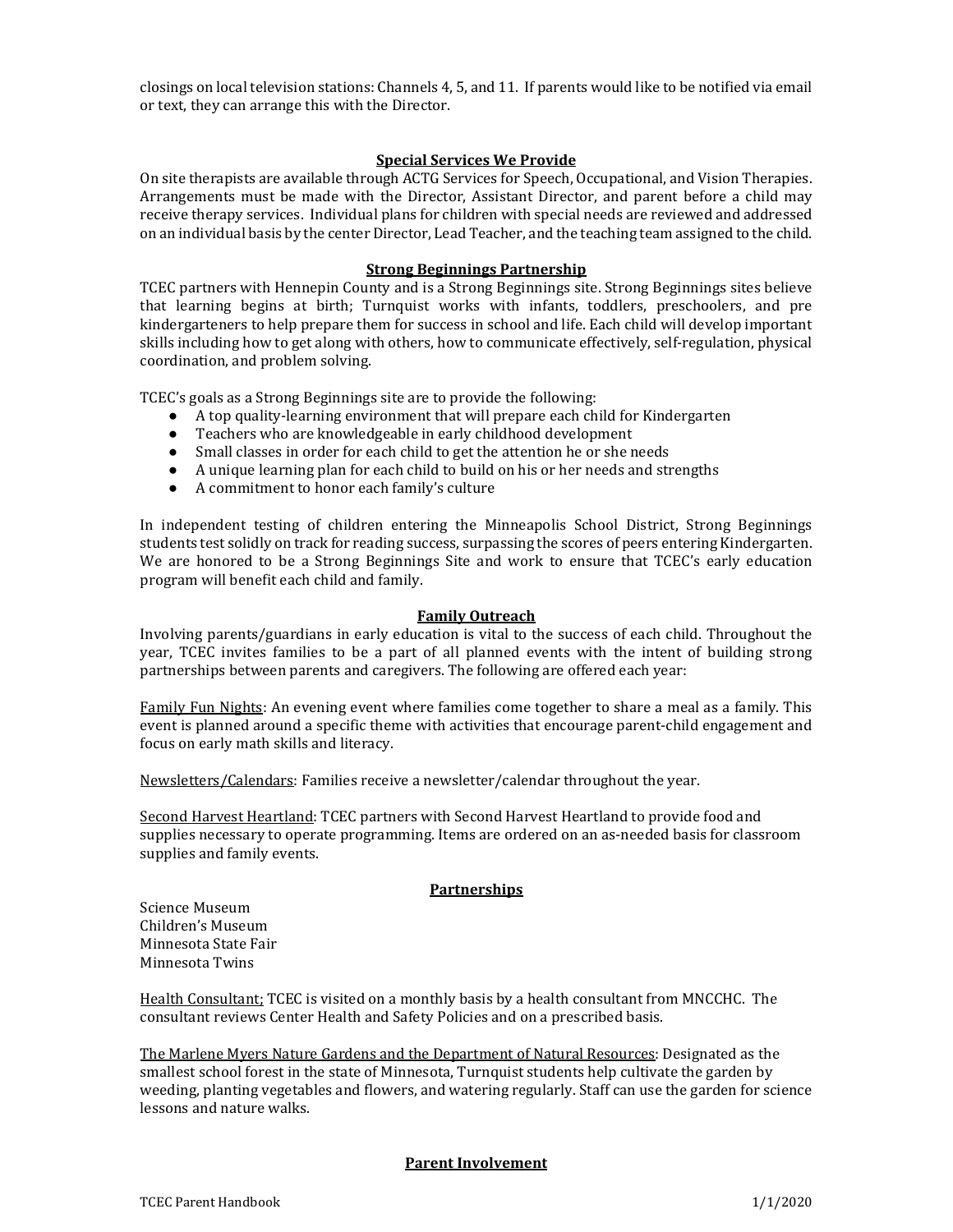closings on local television stations: Channels 4, 5, and 11. If parents would like to be notified via email or text, they can arrange this with the Director.

## Special Services We Provide

On site therapists are available through ACTG Services for Speech, Occupational, and Vision Therapies. Arrangements must be made with the Director, Assistant Director, and parent before a child may receive therapy services. Individual plans for children with special needs are reviewed and addressed on an individual basis by the center Director, Lead Teacher, and the teaching team assigned to the child.

## Strong Beginnings Partnership

TCEC partners with Hennepin County and is a Strong Beginnings site. Strong Beginnings sites believe that learning begins at birth; Turnquist works with infants, toddlers, preschoolers, and pre kindergarteners to help prepare them for success in school and life. Each child will develop important skills including how to get along with others, how to communicate effectively, self-regulation, physical coordination, and problem solving.

TCEC's goals as a Strong Beginnings site are to provide the following:

- A top quality-learning environment that will prepare each child for Kindergarten
- Teachers who are knowledgeable in early childhood development
- Small classes in order for each child to get the attention he or she needs
- A unique learning plan for each child to build on his or her needs and strengths
- A commitment to honor each family's culture

In independent testing of children entering the Minneapolis School District, Strong Beginnings students test solidly on track for reading success, surpassing the scores of peers entering Kindergarten. We are honored to be a Strong Beginnings Site and work to ensure that TCEC's early education program will benefit each child and family.

## Family Outreach

Involving parents/guardians in early education is vital to the success of each child. Throughout the year, TCEC invites families to be a part of all planned events with the intent of building strong partnerships between parents and caregivers. The following are offered each year:

Family Fun Nights: An evening event where families come together to share a meal as a family. This event is planned around a specific theme with activities that encourage parent-child engagement and focus on early math skills and literacy.

Newsletters/Calendars: Families receive a newsletter/calendar throughout the year.

Second Harvest Heartland: TCEC partners with Second Harvest Heartland to provide food and supplies necessary to operate programming. Items are ordered on an as-needed basis for classroom supplies and family events.

## Partnerships

Science Museum
Children's Museum
Minnesota State Fair
Minnesota Twins

Health Consultant; TCEC is visited on a monthly basis by a health consultant from MNCCHC. The consultant reviews Center Health and Safety Policies and on a prescribed basis.

The Marlene Myers Nature Gardens and the Department of Natural Resources: Designated as the smallest school forest in the state of Minnesota, Turnquist students help cultivate the garden by weeding, planting vegetables and flowers, and watering regularly. Staff can use the garden for science lessons and nature walks.

## Parent Involvement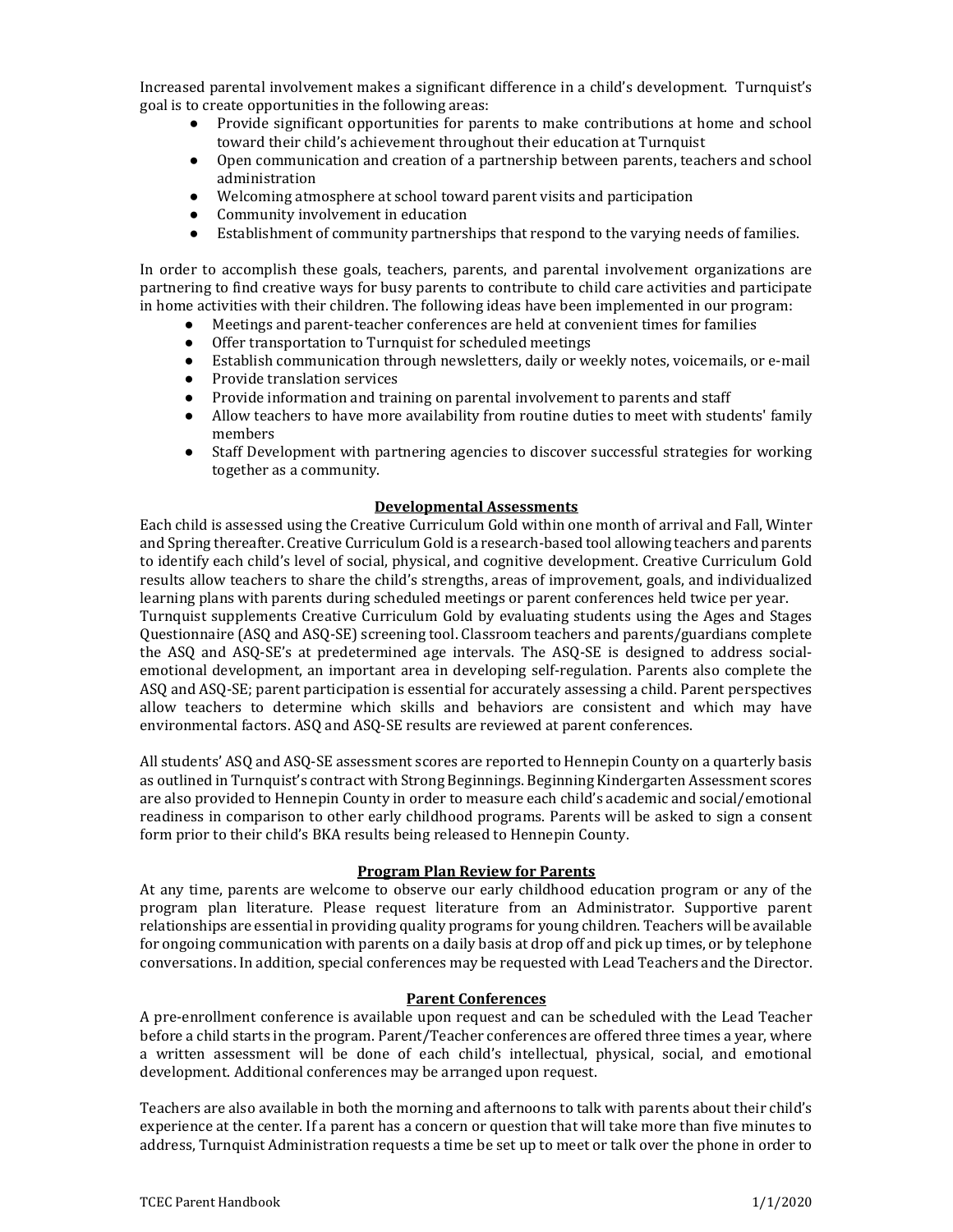Increased parental involvement makes a significant difference in a child's development. Turnquist's goal is to create opportunities in the following areas:

- Provide significant opportunities for parents to make contributions at home and school toward their child's achievement throughout their education at Turnquist
- Open communication and creation of a partnership between parents, teachers and school administration
- Welcoming atmosphere at school toward parent visits and participation
- Community involvement in education
- Establishment of community partnerships that respond to the varying needs of families.

In order to accomplish these goals, teachers, parents, and parental involvement organizations are partnering to find creative ways for busy parents to contribute to child care activities and participate in home activities with their children. The following ideas have been implemented in our program:

- Meetings and parent-teacher conferences are held at convenient times for families
- Offer transportation to Turnquist for scheduled meetings
- Establish communication through newsletters, daily or weekly notes, voicemails, or e-mail
- Provide translation services
- Provide information and training on parental involvement to parents and staff
- Allow teachers to have more availability from routine duties to meet with students' family members
- Staff Development with partnering agencies to discover successful strategies for working together as a community.

## Developmental Assessments

Each child is assessed using the Creative Curriculum Gold within one month of arrival and Fall, Winter and Spring thereafter. Creative Curriculum Gold is a research-based tool allowing teachers and parents to identify each child's level of social, physical, and cognitive development. Creative Curriculum Gold results allow teachers to share the child's strengths, areas of improvement, goals, and individualized learning plans with parents during scheduled meetings or parent conferences held twice per year.
Turnquist supplements Creative Curriculum Gold by evaluating students using the Ages and Stages Questionnaire (ASQ and ASQ-SE) screening tool. Classroom teachers and parents/guardians complete the ASQ and ASQ-SE's at predetermined age intervals. The ASQ-SE is designed to address social-emotional development, an important area in developing self-regulation. Parents also complete the ASQ and ASQ-SE; parent participation is essential for accurately assessing a child. Parent perspectives allow teachers to determine which skills and behaviors are consistent and which may have environmental factors. ASQ and ASQ-SE results are reviewed at parent conferences.

All students' ASQ and ASQ-SE assessment scores are reported to Hennepin County on a quarterly basis as outlined in Turnquist's contract with Strong Beginnings. Beginning Kindergarten Assessment scores are also provided to Hennepin County in order to measure each child's academic and social/emotional readiness in comparison to other early childhood programs. Parents will be asked to sign a consent form prior to their child's BKA results being released to Hennepin County.

## Program Plan Review for Parents

At any time, parents are welcome to observe our early childhood education program or any of the program plan literature. Please request literature from an Administrator. Supportive parent relationships are essential in providing quality programs for young children. Teachers will be available for ongoing communication with parents on a daily basis at drop off and pick up times, or by telephone conversations. In addition, special conferences may be requested with Lead Teachers and the Director.

## Parent Conferences

A pre-enrollment conference is available upon request and can be scheduled with the Lead Teacher before a child starts in the program. Parent/Teacher conferences are offered three times a year, where a written assessment will be done of each child's intellectual, physical, social, and emotional development. Additional conferences may be arranged upon request.

Teachers are also available in both the morning and afternoons to talk with parents about their child's experience at the center. If a parent has a concern or question that will take more than five minutes to address, Turnquist Administration requests a time be set up to meet or talk over the phone in order to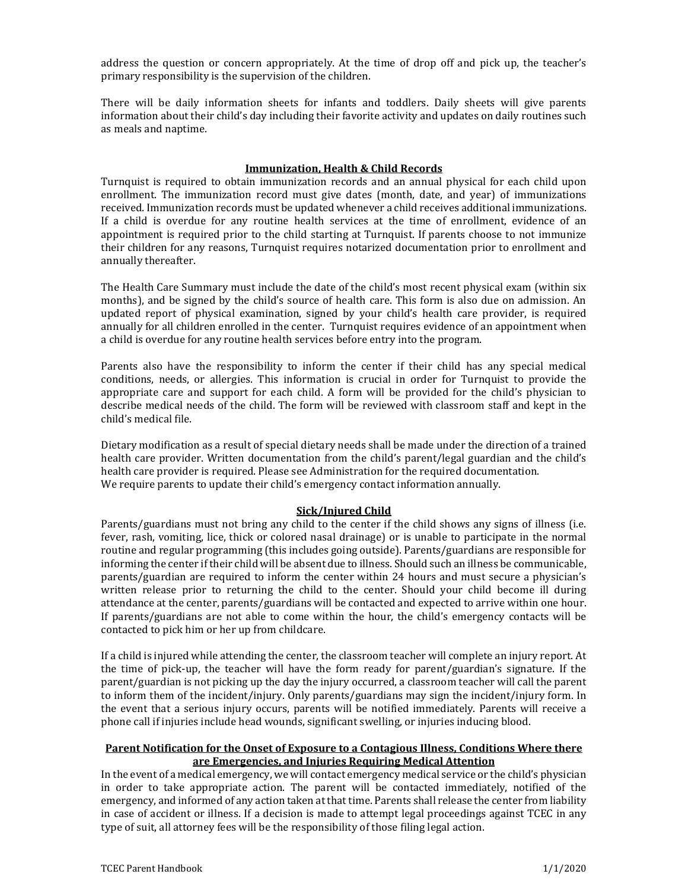address the question or concern appropriately. At the time of drop off and pick up, the teacher's primary responsibility is the supervision of the children.

There will be daily information sheets for infants and toddlers. Daily sheets will give parents information about their child's day including their favorite activity and updates on daily routines such as meals and naptime.

## Immunization, Health & Child Records

Turnquist is required to obtain immunization records and an annual physical for each child upon enrollment. The immunization record must give dates (month, date, and year) of immunizations received. Immunization records must be updated whenever a child receives additional immunizations. If a child is overdue for any routine health services at the time of enrollment, evidence of an appointment is required prior to the child starting at Turnquist. If parents choose to not immunize their children for any reasons, Turnquist requires notarized documentation prior to enrollment and annually thereafter.

The Health Care Summary must include the date of the child's most recent physical exam (within six months), and be signed by the child's source of health care. This form is also due on admission. An updated report of physical examination, signed by your child's health care provider, is required annually for all children enrolled in the center. Turnquist requires evidence of an appointment when a child is overdue for any routine health services before entry into the program.

Parents also have the responsibility to inform the center if their child has any special medical conditions, needs, or allergies. This information is crucial in order for Turnquist to provide the appropriate care and support for each child. A form will be provided for the child's physician to describe medical needs of the child. The form will be reviewed with classroom staff and kept in the child's medical file.

Dietary modification as a result of special dietary needs shall be made under the direction of a trained health care provider. Written documentation from the child's parent/legal guardian and the child's health care provider is required. Please see Administration for the required documentation.
We require parents to update their child's emergency contact information annually.

## Sick/Injured Child

Parents/guardians must not bring any child to the center if the child shows any signs of illness (i.e. fever, rash, vomiting, lice, thick or colored nasal drainage) or is unable to participate in the normal routine and regular programming (this includes going outside). Parents/guardians are responsible for informing the center if their child will be absent due to illness. Should such an illness be communicable, parents/guardian are required to inform the center within 24 hours and must secure a physician's written release prior to returning the child to the center. Should your child become ill during attendance at the center, parents/guardians will be contacted and expected to arrive within one hour. If parents/guardians are not able to come within the hour, the child's emergency contacts will be contacted to pick him or her up from childcare.

If a child is injured while attending the center, the classroom teacher will complete an injury report. At the time of pick-up, the teacher will have the form ready for parent/guardian's signature. If the parent/guardian is not picking up the day the injury occurred, a classroom teacher will call the parent to inform them of the incident/injury. Only parents/guardians may sign the incident/injury form. In the event that a serious injury occurs, parents will be notified immediately. Parents will receive a phone call if injuries include head wounds, significant swelling, or injuries inducing blood.

## Parent Notification for the Onset of Exposure to a Contagious Illness, Conditions Where there are Emergencies, and Injuries Requiring Medical Attention

In the event of a medical emergency, we will contact emergency medical service or the child's physician in order to take appropriate action. The parent will be contacted immediately, notified of the emergency, and informed of any action taken at that time. Parents shall release the center from liability in case of accident or illness. If a decision is made to attempt legal proceedings against TCEC in any type of suit, all attorney fees will be the responsibility of those filing legal action.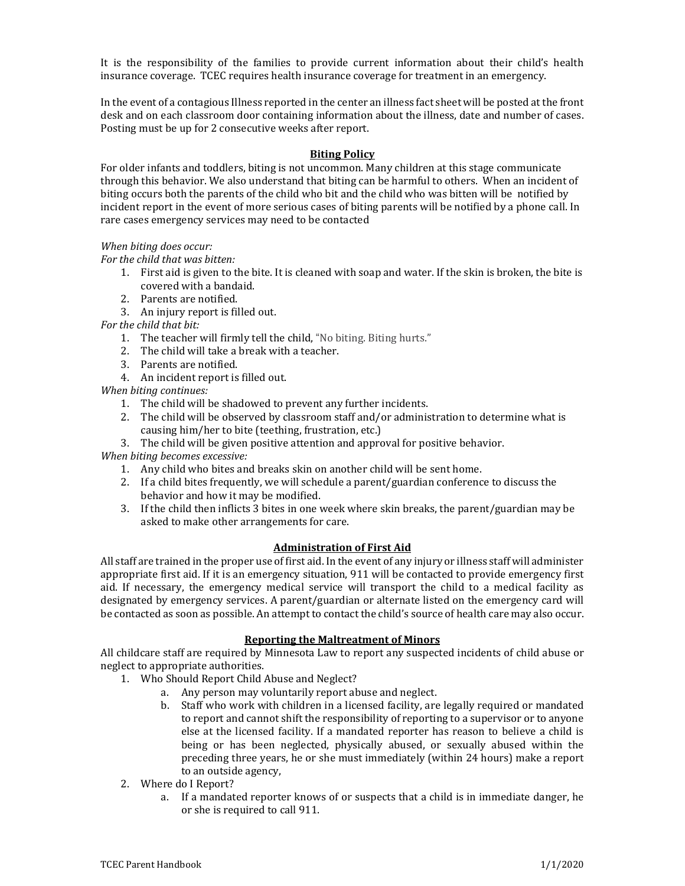It is the responsibility of the families to provide current information about their child's health insurance coverage. TCEC requires health insurance coverage for treatment in an emergency.

In the event of a contagious Illness reported in the center an illness fact sheet will be posted at the front desk and on each classroom door containing information about the illness, date and number of cases. Posting must be up for 2 consecutive weeks after report.

## Biting Policy

For older infants and toddlers, biting is not uncommon. Many children at this stage communicate through this behavior. We also understand that biting can be harmful to others. When an incident of biting occurs both the parents of the child who bit and the child who was bitten will be notified by incident report in the event of more serious cases of biting parents will be notified by a phone call. In rare cases emergency services may need to be contacted

*When biting does occur:*

*For the child that was bitten:*

1. First aid is given to the bite. It is cleaned with soap and water. If the skin is broken, the bite is covered with a bandaid.
2. Parents are notified.
3. An injury report is filled out.

*For the child that bit:*

1. The teacher will firmly tell the child, "No biting. Biting hurts."
2. The child will take a break with a teacher.
3. Parents are notified.
4. An incident report is filled out.

*When biting continues:*

1. The child will be shadowed to prevent any further incidents.
2. The child will be observed by classroom staff and/or administration to determine what is causing him/her to bite (teething, frustration, etc.)
3. The child will be given positive attention and approval for positive behavior.

*When biting becomes excessive:*

1. Any child who bites and breaks skin on another child will be sent home.
2. If a child bites frequently, we will schedule a parent/guardian conference to discuss the behavior and how it may be modified.
3. If the child then inflicts 3 bites in one week where skin breaks, the parent/guardian may be asked to make other arrangements for care.

## Administration of First Aid

All staff are trained in the proper use of first aid. In the event of any injury or illness staff will administer appropriate first aid. If it is an emergency situation, 911 will be contacted to provide emergency first aid. If necessary, the emergency medical service will transport the child to a medical facility as designated by emergency services. A parent/guardian or alternate listed on the emergency card will be contacted as soon as possible. An attempt to contact the child's source of health care may also occur.

## Reporting the Maltreatment of Minors

All childcare staff are required by Minnesota Law to report any suspected incidents of child abuse or neglect to appropriate authorities.

1. Who Should Report Child Abuse and Neglect?
    a. Any person may voluntarily report abuse and neglect.
    b. Staff who work with children in a licensed facility, are legally required or mandated to report and cannot shift the responsibility of reporting to a supervisor or to anyone else at the licensed facility. If a mandated reporter has reason to believe a child is being or has been neglected, physically abused, or sexually abused within the preceding three years, he or she must immediately (within 24 hours) make a report to an outside agency,
2. Where do I Report?
    a. If a mandated reporter knows of or suspects that a child is in immediate danger, he or she is required to call 911.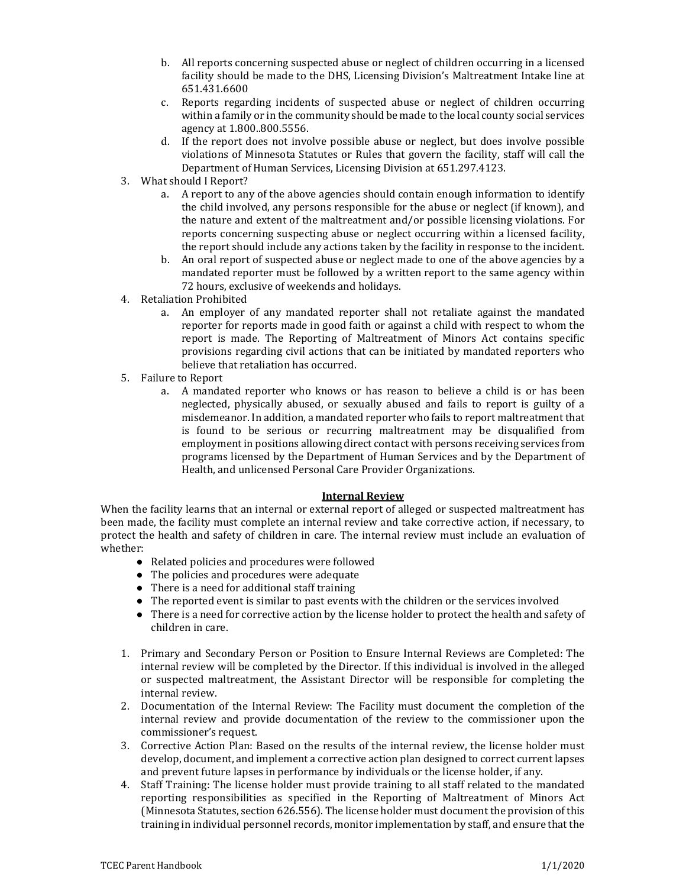b. All reports concerning suspected abuse or neglect of children occurring in a licensed facility should be made to the DHS, Licensing Division's Maltreatment Intake line at 651.431.6600
   c. Reports regarding incidents of suspected abuse or neglect of children occurring within a family or in the community should be made to the local county social services agency at 1.800..800.5556.
   d. If the report does not involve possible abuse or neglect, but does involve possible violations of Minnesota Statutes or Rules that govern the facility, staff will call the Department of Human Services, Licensing Division at 651.297.4123.
3. What should I Report?
   a. A report to any of the above agencies should contain enough information to identify the child involved, any persons responsible for the abuse or neglect (if known), and the nature and extent of the maltreatment and/or possible licensing violations. For reports concerning suspecting abuse or neglect occurring within a licensed facility, the report should include any actions taken by the facility in response to the incident.
   b. An oral report of suspected abuse or neglect made to one of the above agencies by a mandated reporter must be followed by a written report to the same agency within 72 hours, exclusive of weekends and holidays.
4. Retaliation Prohibited
   a. An employer of any mandated reporter shall not retaliate against the mandated reporter for reports made in good faith or against a child with respect to whom the report is made. The Reporting of Maltreatment of Minors Act contains specific provisions regarding civil actions that can be initiated by mandated reporters who believe that retaliation has occurred.
5. Failure to Report
   a. A mandated reporter who knows or has reason to believe a child is or has been neglected, physically abused, or sexually abused and fails to report is guilty of a misdemeanor. In addition, a mandated reporter who fails to report maltreatment that is found to be serious or recurring maltreatment may be disqualified from employment in positions allowing direct contact with persons receiving services from programs licensed by the Department of Human Services and by the Department of Health, and unlicensed Personal Care Provider Organizations.

## Internal Review

When the facility learns that an internal or external report of alleged or suspected maltreatment has been made, the facility must complete an internal review and take corrective action, if necessary, to protect the health and safety of children in care. The internal review must include an evaluation of whether:

- Related policies and procedures were followed
- The policies and procedures were adequate
- There is a need for additional staff training
- The reported event is similar to past events with the children or the services involved
- There is a need for corrective action by the license holder to protect the health and safety of children in care.

1. Primary and Secondary Person or Position to Ensure Internal Reviews are Completed: The internal review will be completed by the Director. If this individual is involved in the alleged or suspected maltreatment, the Assistant Director will be responsible for completing the internal review.
2. Documentation of the Internal Review: The Facility must document the completion of the internal review and provide documentation of the review to the commissioner upon the commissioner's request.
3. Corrective Action Plan: Based on the results of the internal review, the license holder must develop, document, and implement a corrective action plan designed to correct current lapses and prevent future lapses in performance by individuals or the license holder, if any.
4. Staff Training: The license holder must provide training to all staff related to the mandated reporting responsibilities as specified in the Reporting of Maltreatment of Minors Act (Minnesota Statutes, section 626.556). The license holder must document the provision of this training in individual personnel records, monitor implementation by staff, and ensure that the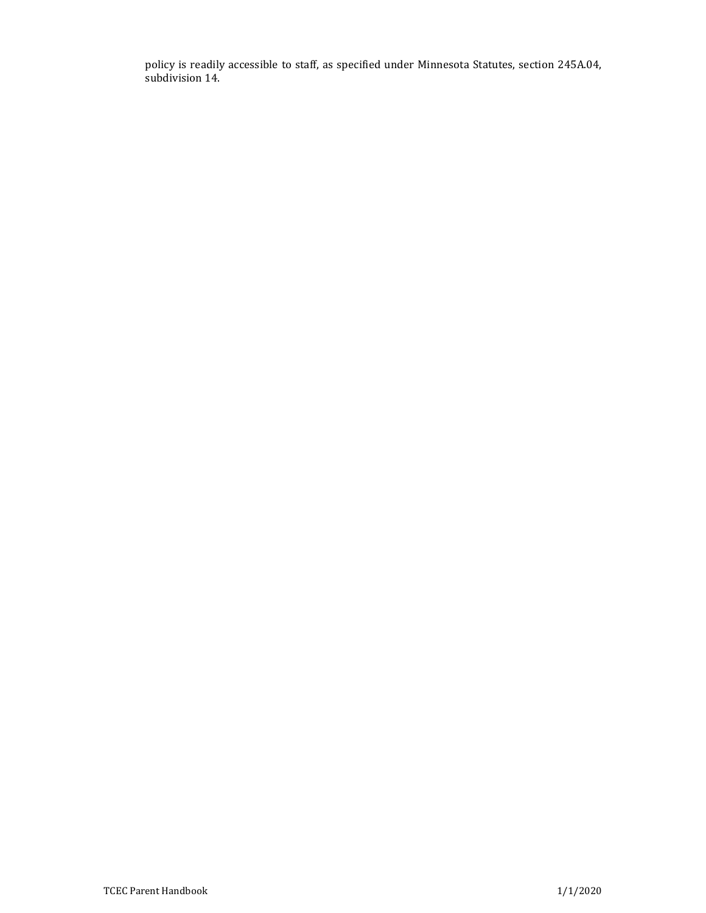policy is readily accessible to staff, as specified under Minnesota Statutes, section 245A.04, subdivision 14.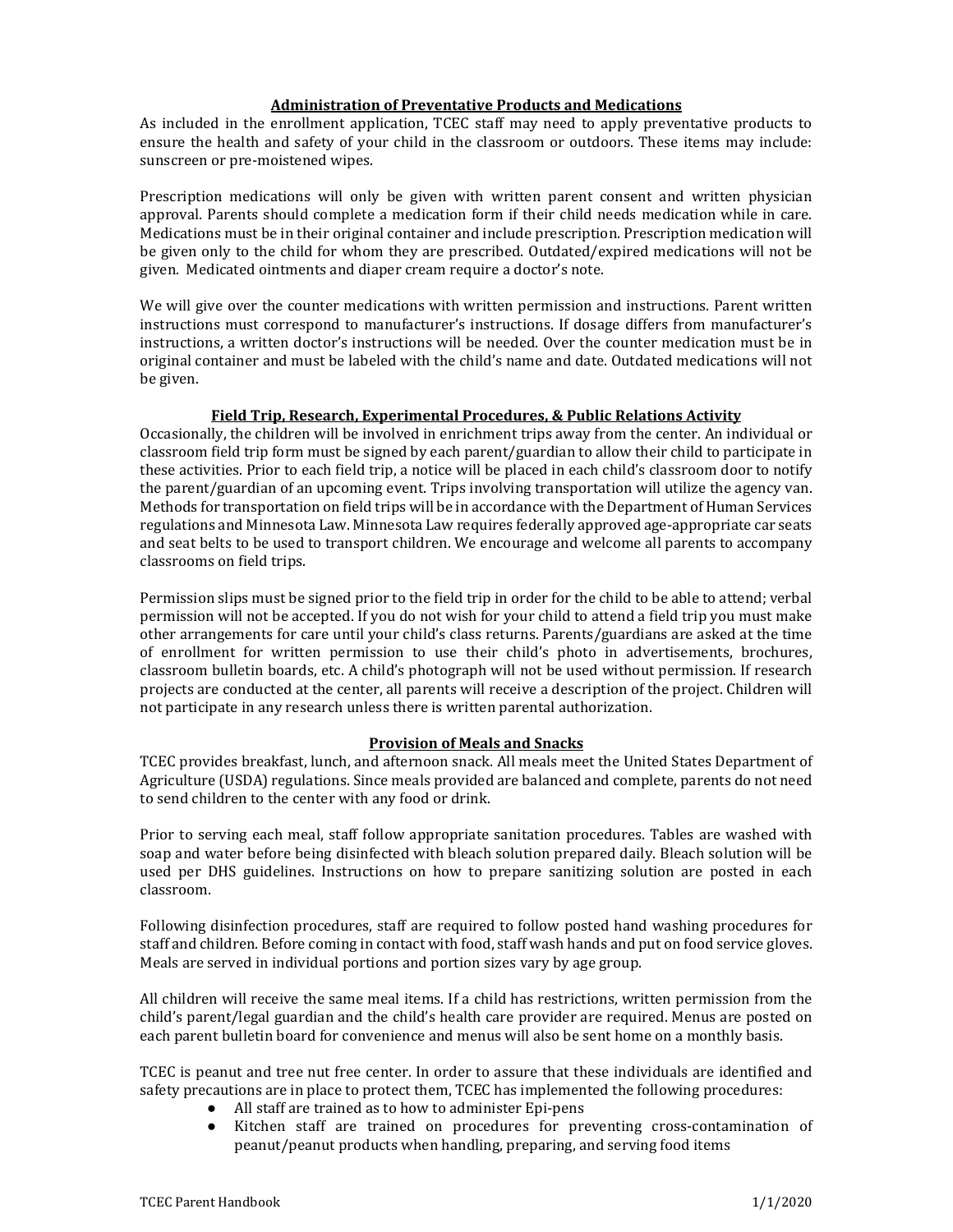## Administration of Preventative Products and Medications

As included in the enrollment application, TCEC staff may need to apply preventative products to ensure the health and safety of your child in the classroom or outdoors. These items may include: sunscreen or pre-moistened wipes.

Prescription medications will only be given with written parent consent and written physician approval. Parents should complete a medication form if their child needs medication while in care. Medications must be in their original container and include prescription. Prescription medication will be given only to the child for whom they are prescribed. Outdated/expired medications will not be given. Medicated ointments and diaper cream require a doctor's note.

We will give over the counter medications with written permission and instructions. Parent written instructions must correspond to manufacturer's instructions. If dosage differs from manufacturer's instructions, a written doctor's instructions will be needed. Over the counter medication must be in original container and must be labeled with the child's name and date. Outdated medications will not be given.

## Field Trip, Research, Experimental Procedures, & Public Relations Activity

Occasionally, the children will be involved in enrichment trips away from the center. An individual or classroom field trip form must be signed by each parent/guardian to allow their child to participate in these activities. Prior to each field trip, a notice will be placed in each child's classroom door to notify the parent/guardian of an upcoming event. Trips involving transportation will utilize the agency van. Methods for transportation on field trips will be in accordance with the Department of Human Services regulations and Minnesota Law. Minnesota Law requires federally approved age-appropriate car seats and seat belts to be used to transport children. We encourage and welcome all parents to accompany classrooms on field trips.

Permission slips must be signed prior to the field trip in order for the child to be able to attend; verbal permission will not be accepted. If you do not wish for your child to attend a field trip you must make other arrangements for care until your child's class returns. Parents/guardians are asked at the time of enrollment for written permission to use their child's photo in advertisements, brochures, classroom bulletin boards, etc. A child's photograph will not be used without permission. If research projects are conducted at the center, all parents will receive a description of the project. Children will not participate in any research unless there is written parental authorization.

## Provision of Meals and Snacks

TCEC provides breakfast, lunch, and afternoon snack. All meals meet the United States Department of Agriculture (USDA) regulations. Since meals provided are balanced and complete, parents do not need to send children to the center with any food or drink.

Prior to serving each meal, staff follow appropriate sanitation procedures. Tables are washed with soap and water before being disinfected with bleach solution prepared daily. Bleach solution will be used per DHS guidelines. Instructions on how to prepare sanitizing solution are posted in each classroom.

Following disinfection procedures, staff are required to follow posted hand washing procedures for staff and children. Before coming in contact with food, staff wash hands and put on food service gloves. Meals are served in individual portions and portion sizes vary by age group.

All children will receive the same meal items. If a child has restrictions, written permission from the child's parent/legal guardian and the child's health care provider are required. Menus are posted on each parent bulletin board for convenience and menus will also be sent home on a monthly basis.

TCEC is peanut and tree nut free center. In order to assure that these individuals are identified and safety precautions are in place to protect them, TCEC has implemented the following procedures:

- All staff are trained as to how to administer Epi-pens
- Kitchen staff are trained on procedures for preventing cross-contamination of peanut/peanut products when handling, preparing, and serving food items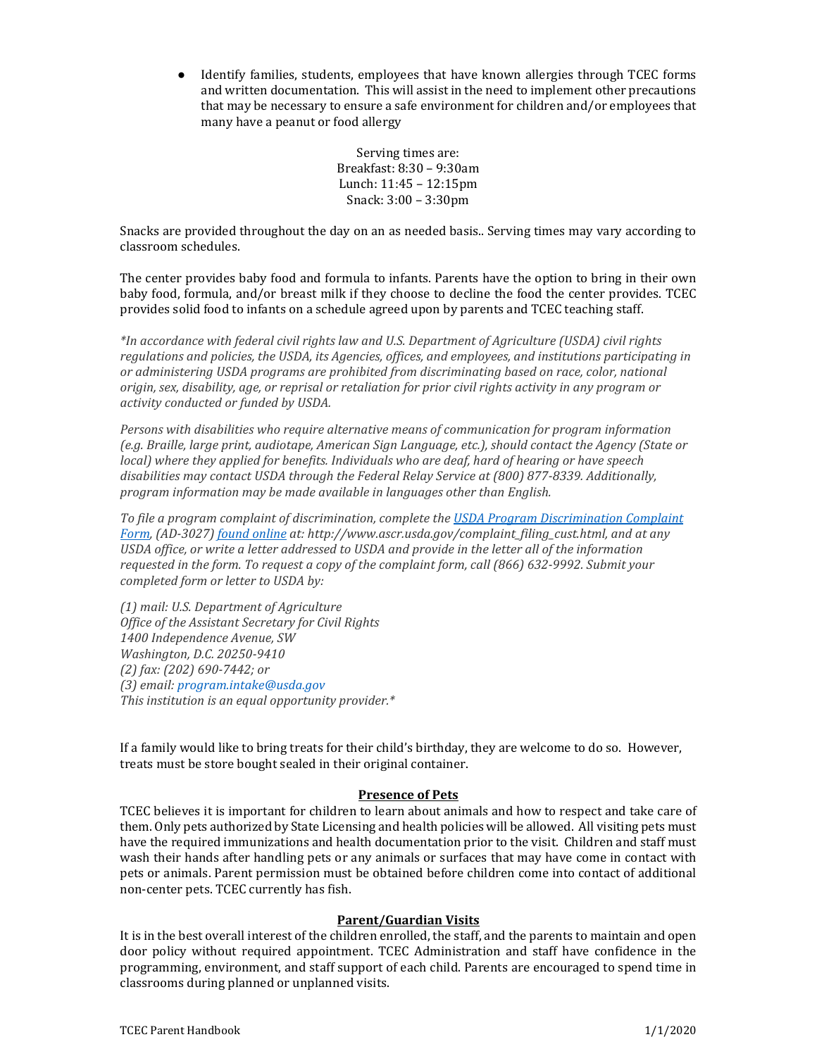- Identify families, students, employees that have known allergies through TCEC forms and written documentation. This will assist in the need to implement other precautions that may be necessary to ensure a safe environment for children and/or employees that many have a peanut or food allergy

Serving times are:
Breakfast: 8:30 – 9:30am
Lunch: 11:45 – 12:15pm
Snack: 3:00 – 3:30pm

Snacks are provided throughout the day on an as needed basis.. Serving times may vary according to classroom schedules.

The center provides baby food and formula to infants. Parents have the option to bring in their own baby food, formula, and/or breast milk if they choose to decline the food the center provides. TCEC provides solid food to infants on a schedule agreed upon by parents and TCEC teaching staff.

*\*In accordance with federal civil rights law and U.S. Department of Agriculture (USDA) civil rights regulations and policies, the USDA, its Agencies, offices, and employees, and institutions participating in or administering USDA programs are prohibited from discriminating based on race, color, national origin, sex, disability, age, or reprisal or retaliation for prior civil rights activity in any program or activity conducted or funded by USDA.*

*Persons with disabilities who require alternative means of communication for program information (e.g. Braille, large print, audiotape, American Sign Language, etc.), should contact the Agency (State or local) where they applied for benefits. Individuals who are deaf, hard of hearing or have speech disabilities may contact USDA through the Federal Relay Service at (800) 877-8339. Additionally, program information may be made available in languages other than English.*

*To file a program complaint of discrimination, complete the [USDA Program Discrimination Complaint Form](http://www.ascr.usda.gov/complaint_filing_cust.html), (AD-3027) [found online](http://www.ascr.usda.gov/complaint_filing_cust.html) at: http://www.ascr.usda.gov/complaint_filing_cust.html, and at any USDA office, or write a letter addressed to USDA and provide in the letter all of the information requested in the form. To request a copy of the complaint form, call (866) 632-9992. Submit your completed form or letter to USDA by:*

*(1) mail: U.S. Department of Agriculture*
*Office of the Assistant Secretary for Civil Rights*
*1400 Independence Avenue, SW*
*Washington, D.C. 20250-9410*
*(2) fax: (202) 690-7442; or*
*(3) email: program.intake@usda.gov*
*This institution is an equal opportunity provider.\**

If a family would like to bring treats for their child's birthday, they are welcome to do so. However, treats must be store bought sealed in their original container.

## Presence of Pets

TCEC believes it is important for children to learn about animals and how to respect and take care of them. Only pets authorized by State Licensing and health policies will be allowed. All visiting pets must have the required immunizations and health documentation prior to the visit. Children and staff must wash their hands after handling pets or any animals or surfaces that may have come in contact with pets or animals. Parent permission must be obtained before children come into contact of additional non-center pets. TCEC currently has fish.

## Parent/Guardian Visits

It is in the best overall interest of the children enrolled, the staff, and the parents to maintain and open door policy without required appointment. TCEC Administration and staff have confidence in the programming, environment, and staff support of each child. Parents are encouraged to spend time in classrooms during planned or unplanned visits.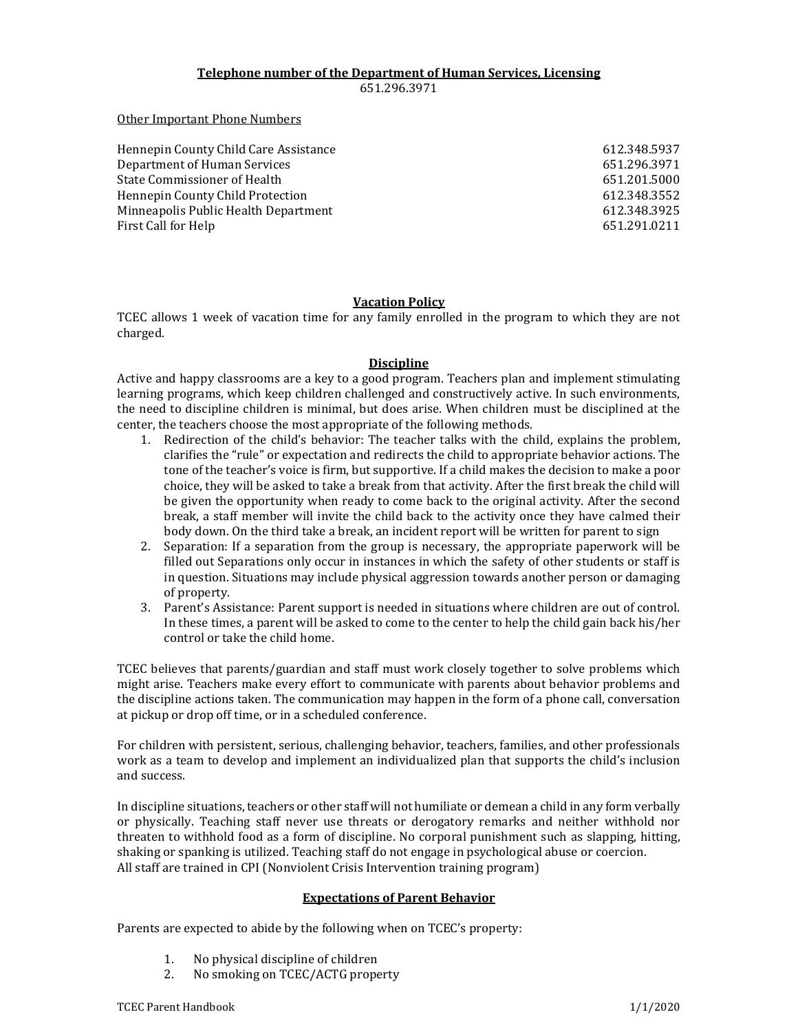**Telephone number of the Department of Human Services, Licensing**
651.296.3971

Other Important Phone Numbers

| | |
|---|---|
| Hennepin County Child Care Assistance | 612.348.5937 |
| Department of Human Services | 651.296.3971 |
| State Commissioner of Health | 651.201.5000 |
| Hennepin County Child Protection | 612.348.3552 |
| Minneapolis Public Health Department | 612.348.3925 |
| First Call for Help | 651.291.0211 |

## Vacation Policy

TCEC allows 1 week of vacation time for any family enrolled in the program to which they are not charged.

## Discipline

Active and happy classrooms are a key to a good program. Teachers plan and implement stimulating learning programs, which keep children challenged and constructively active. In such environments, the need to discipline children is minimal, but does arise. When children must be disciplined at the center, the teachers choose the most appropriate of the following methods.

1. Redirection of the child's behavior: The teacher talks with the child, explains the problem, clarifies the "rule" or expectation and redirects the child to appropriate behavior actions. The tone of the teacher's voice is firm, but supportive. If a child makes the decision to make a poor choice, they will be asked to take a break from that activity. After the first break the child will be given the opportunity when ready to come back to the original activity. After the second break, a staff member will invite the child back to the activity once they have calmed their body down. On the third take a break, an incident report will be written for parent to sign
2. Separation: If a separation from the group is necessary, the appropriate paperwork will be filled out Separations only occur in instances in which the safety of other students or staff is in question. Situations may include physical aggression towards another person or damaging of property.
3. Parent's Assistance: Parent support is needed in situations where children are out of control. In these times, a parent will be asked to come to the center to help the child gain back his/her control or take the child home.

TCEC believes that parents/guardian and staff must work closely together to solve problems which might arise. Teachers make every effort to communicate with parents about behavior problems and the discipline actions taken. The communication may happen in the form of a phone call, conversation at pickup or drop off time, or in a scheduled conference.

For children with persistent, serious, challenging behavior, teachers, families, and other professionals work as a team to develop and implement an individualized plan that supports the child's inclusion and success.

In discipline situations, teachers or other staff will not humiliate or demean a child in any form verbally or physically. Teaching staff never use threats or derogatory remarks and neither withhold nor threaten to withhold food as a form of discipline. No corporal punishment such as slapping, hitting, shaking or spanking is utilized. Teaching staff do not engage in psychological abuse or coercion.
All staff are trained in CPI (Nonviolent Crisis Intervention training program)

## Expectations of Parent Behavior

Parents are expected to abide by the following when on TCEC's property:

1. No physical discipline of children
2. No smoking on TCEC/ACTG property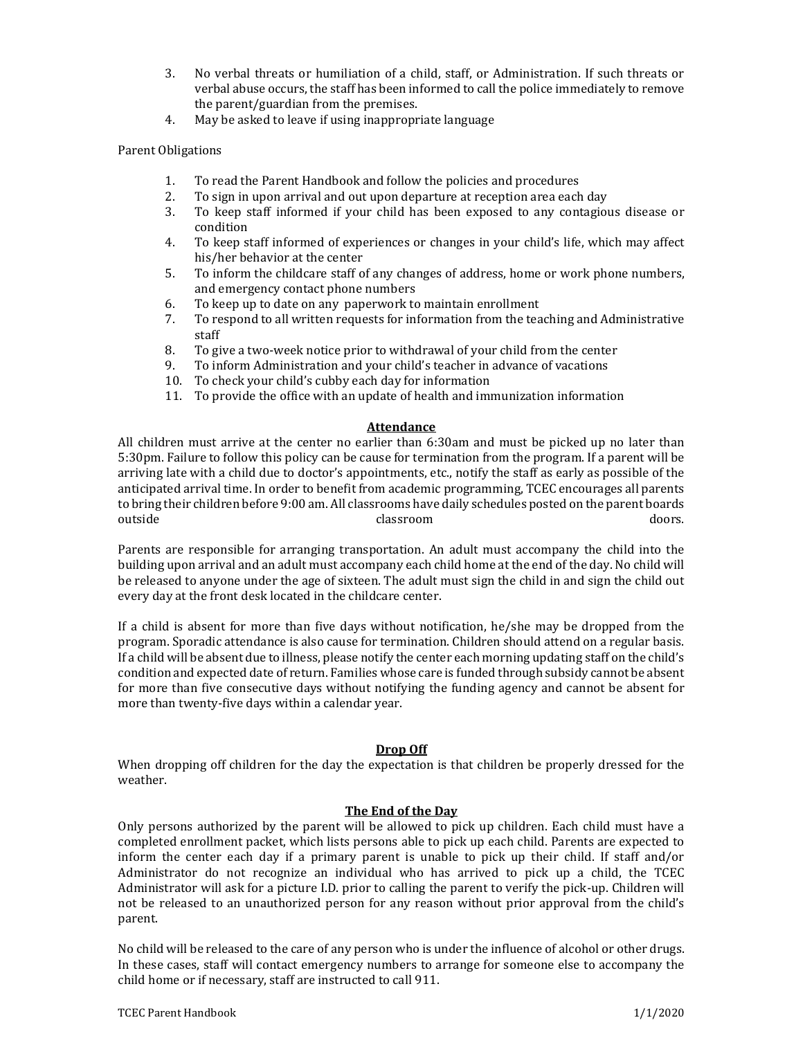3. No verbal threats or humiliation of a child, staff, or Administration. If such threats or verbal abuse occurs, the staff has been informed to call the police immediately to remove the parent/guardian from the premises.
4. May be asked to leave if using inappropriate language

Parent Obligations

1. To read the Parent Handbook and follow the policies and procedures
2. To sign in upon arrival and out upon departure at reception area each day
3. To keep staff informed if your child has been exposed to any contagious disease or condition
4. To keep staff informed of experiences or changes in your child's life, which may affect his/her behavior at the center
5. To inform the childcare staff of any changes of address, home or work phone numbers, and emergency contact phone numbers
6. To keep up to date on any paperwork to maintain enrollment
7. To respond to all written requests for information from the teaching and Administrative staff
8. To give a two-week notice prior to withdrawal of your child from the center
9. To inform Administration and your child's teacher in advance of vacations
10. To check your child's cubby each day for information
11. To provide the office with an update of health and immunization information

## Attendance

All children must arrive at the center no earlier than 6:30am and must be picked up no later than 5:30pm. Failure to follow this policy can be cause for termination from the program. If a parent will be arriving late with a child due to doctor's appointments, etc., notify the staff as early as possible of the anticipated arrival time. In order to benefit from academic programming, TCEC encourages all parents to bring their children before 9:00 am. All classrooms have daily schedules posted on the parent boards outside classroom doors.

Parents are responsible for arranging transportation. An adult must accompany the child into the building upon arrival and an adult must accompany each child home at the end of the day. No child will be released to anyone under the age of sixteen. The adult must sign the child in and sign the child out every day at the front desk located in the childcare center.

If a child is absent for more than five days without notification, he/she may be dropped from the program. Sporadic attendance is also cause for termination. Children should attend on a regular basis. If a child will be absent due to illness, please notify the center each morning updating staff on the child's condition and expected date of return. Families whose care is funded through subsidy cannot be absent for more than five consecutive days without notifying the funding agency and cannot be absent for more than twenty-five days within a calendar year.

## Drop Off

When dropping off children for the day the expectation is that children be properly dressed for the weather.

## The End of the Day

Only persons authorized by the parent will be allowed to pick up children. Each child must have a completed enrollment packet, which lists persons able to pick up each child. Parents are expected to inform the center each day if a primary parent is unable to pick up their child. If staff and/or Administrator do not recognize an individual who has arrived to pick up a child, the TCEC Administrator will ask for a picture I.D. prior to calling the parent to verify the pick-up. Children will not be released to an unauthorized person for any reason without prior approval from the child's parent.

No child will be released to the care of any person who is under the influence of alcohol or other drugs. In these cases, staff will contact emergency numbers to arrange for someone else to accompany the child home or if necessary, staff are instructed to call 911.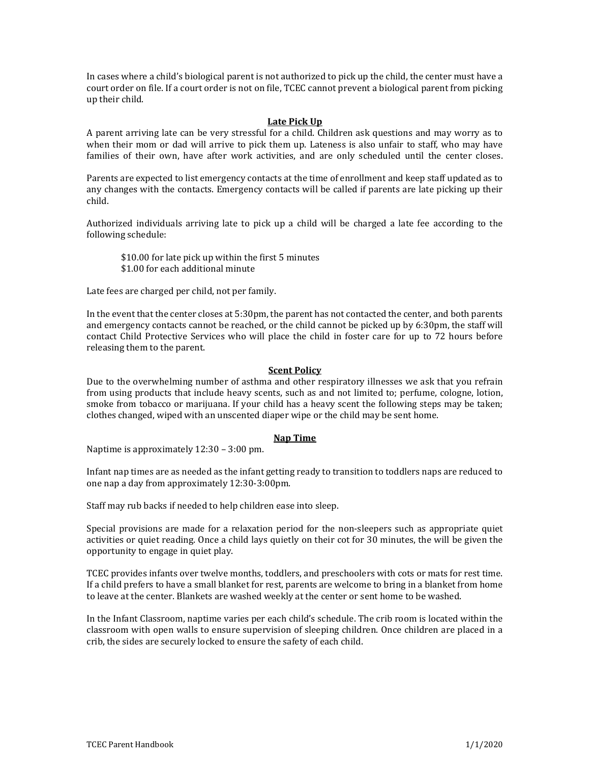In cases where a child's biological parent is not authorized to pick up the child, the center must have a court order on file. If a court order is not on file, TCEC cannot prevent a biological parent from picking up their child.

## Late Pick Up

A parent arriving late can be very stressful for a child. Children ask questions and may worry as to when their mom or dad will arrive to pick them up. Lateness is also unfair to staff, who may have families of their own, have after work activities, and are only scheduled until the center closes.

Parents are expected to list emergency contacts at the time of enrollment and keep staff updated as to any changes with the contacts. Emergency contacts will be called if parents are late picking up their child.

Authorized individuals arriving late to pick up a child will be charged a late fee according to the following schedule:

> $10.00 for late pick up within the first 5 minutes
> $1.00 for each additional minute

Late fees are charged per child, not per family.

In the event that the center closes at 5:30pm, the parent has not contacted the center, and both parents and emergency contacts cannot be reached, or the child cannot be picked up by 6:30pm, the staff will contact Child Protective Services who will place the child in foster care for up to 72 hours before releasing them to the parent.

## Scent Policy

Due to the overwhelming number of asthma and other respiratory illnesses we ask that you refrain from using products that include heavy scents, such as and not limited to; perfume, cologne, lotion, smoke from tobacco or marijuana. If your child has a heavy scent the following steps may be taken; clothes changed, wiped with an unscented diaper wipe or the child may be sent home.

## Nap Time

Naptime is approximately 12:30 – 3:00 pm.

Infant nap times are as needed as the infant getting ready to transition to toddlers naps are reduced to one nap a day from approximately 12:30-3:00pm.

Staff may rub backs if needed to help children ease into sleep.

Special provisions are made for a relaxation period for the non-sleepers such as appropriate quiet activities or quiet reading. Once a child lays quietly on their cot for 30 minutes, the will be given the opportunity to engage in quiet play.

TCEC provides infants over twelve months, toddlers, and preschoolers with cots or mats for rest time. If a child prefers to have a small blanket for rest, parents are welcome to bring in a blanket from home to leave at the center. Blankets are washed weekly at the center or sent home to be washed.

In the Infant Classroom, naptime varies per each child's schedule. The crib room is located within the classroom with open walls to ensure supervision of sleeping children. Once children are placed in a crib, the sides are securely locked to ensure the safety of each child.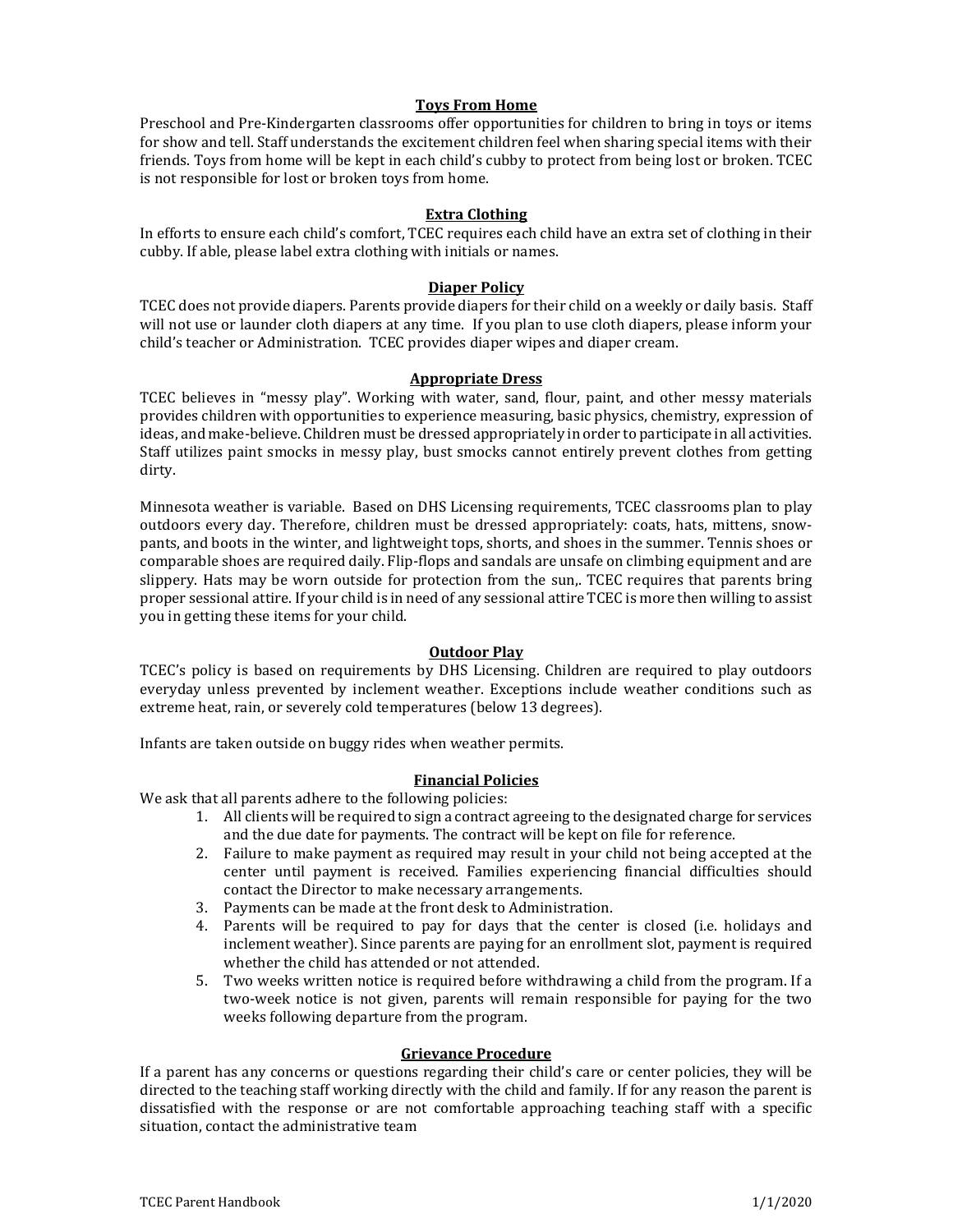## Toys From Home

Preschool and Pre-Kindergarten classrooms offer opportunities for children to bring in toys or items for show and tell. Staff understands the excitement children feel when sharing special items with their friends. Toys from home will be kept in each child's cubby to protect from being lost or broken. TCEC is not responsible for lost or broken toys from home.

## Extra Clothing

In efforts to ensure each child's comfort, TCEC requires each child have an extra set of clothing in their cubby. If able, please label extra clothing with initials or names.

## Diaper Policy

TCEC does not provide diapers. Parents provide diapers for their child on a weekly or daily basis. Staff will not use or launder cloth diapers at any time. If you plan to use cloth diapers, please inform your child's teacher or Administration. TCEC provides diaper wipes and diaper cream.

## Appropriate Dress

TCEC believes in "messy play". Working with water, sand, flour, paint, and other messy materials provides children with opportunities to experience measuring, basic physics, chemistry, expression of ideas, and make-believe. Children must be dressed appropriately in order to participate in all activities. Staff utilizes paint smocks in messy play, bust smocks cannot entirely prevent clothes from getting dirty.

Minnesota weather is variable. Based on DHS Licensing requirements, TCEC classrooms plan to play outdoors every day. Therefore, children must be dressed appropriately: coats, hats, mittens, snow-pants, and boots in the winter, and lightweight tops, shorts, and shoes in the summer. Tennis shoes or comparable shoes are required daily. Flip-flops and sandals are unsafe on climbing equipment and are slippery. Hats may be worn outside for protection from the sun,. TCEC requires that parents bring proper sessional attire. If your child is in need of any sessional attire TCEC is more then willing to assist you in getting these items for your child.

## Outdoor Play

TCEC's policy is based on requirements by DHS Licensing. Children are required to play outdoors everyday unless prevented by inclement weather. Exceptions include weather conditions such as extreme heat, rain, or severely cold temperatures (below 13 degrees).

Infants are taken outside on buggy rides when weather permits.

## Financial Policies

We ask that all parents adhere to the following policies:

1. All clients will be required to sign a contract agreeing to the designated charge for services and the due date for payments. The contract will be kept on file for reference.
2. Failure to make payment as required may result in your child not being accepted at the center until payment is received. Families experiencing financial difficulties should contact the Director to make necessary arrangements.
3. Payments can be made at the front desk to Administration.
4. Parents will be required to pay for days that the center is closed (i.e. holidays and inclement weather). Since parents are paying for an enrollment slot, payment is required whether the child has attended or not attended.
5. Two weeks written notice is required before withdrawing a child from the program. If a two-week notice is not given, parents will remain responsible for paying for the two weeks following departure from the program.

## Grievance Procedure

If a parent has any concerns or questions regarding their child's care or center policies, they will be directed to the teaching staff working directly with the child and family. If for any reason the parent is dissatisfied with the response or are not comfortable approaching teaching staff with a specific situation, contact the administrative team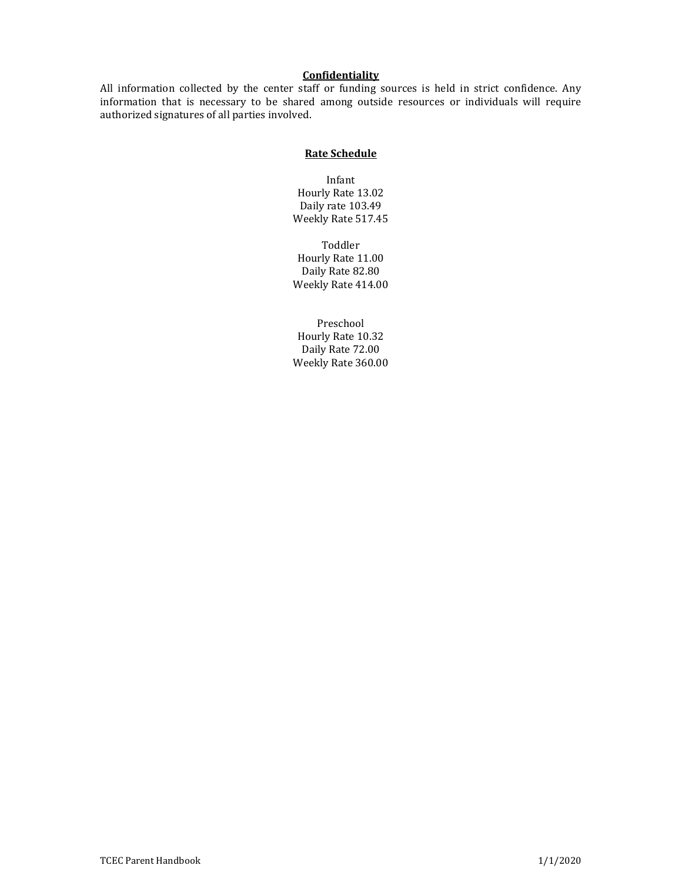## Confidentiality

All information collected by the center staff or funding sources is held in strict confidence. Any information that is necessary to be shared among outside resources or individuals will require authorized signatures of all parties involved.

## Rate Schedule

Infant
Hourly Rate 13.02
Daily rate 103.49
Weekly Rate 517.45

Toddler
Hourly Rate 11.00
Daily Rate 82.80
Weekly Rate 414.00

Preschool
Hourly Rate 10.32
Daily Rate 72.00
Weekly Rate 360.00